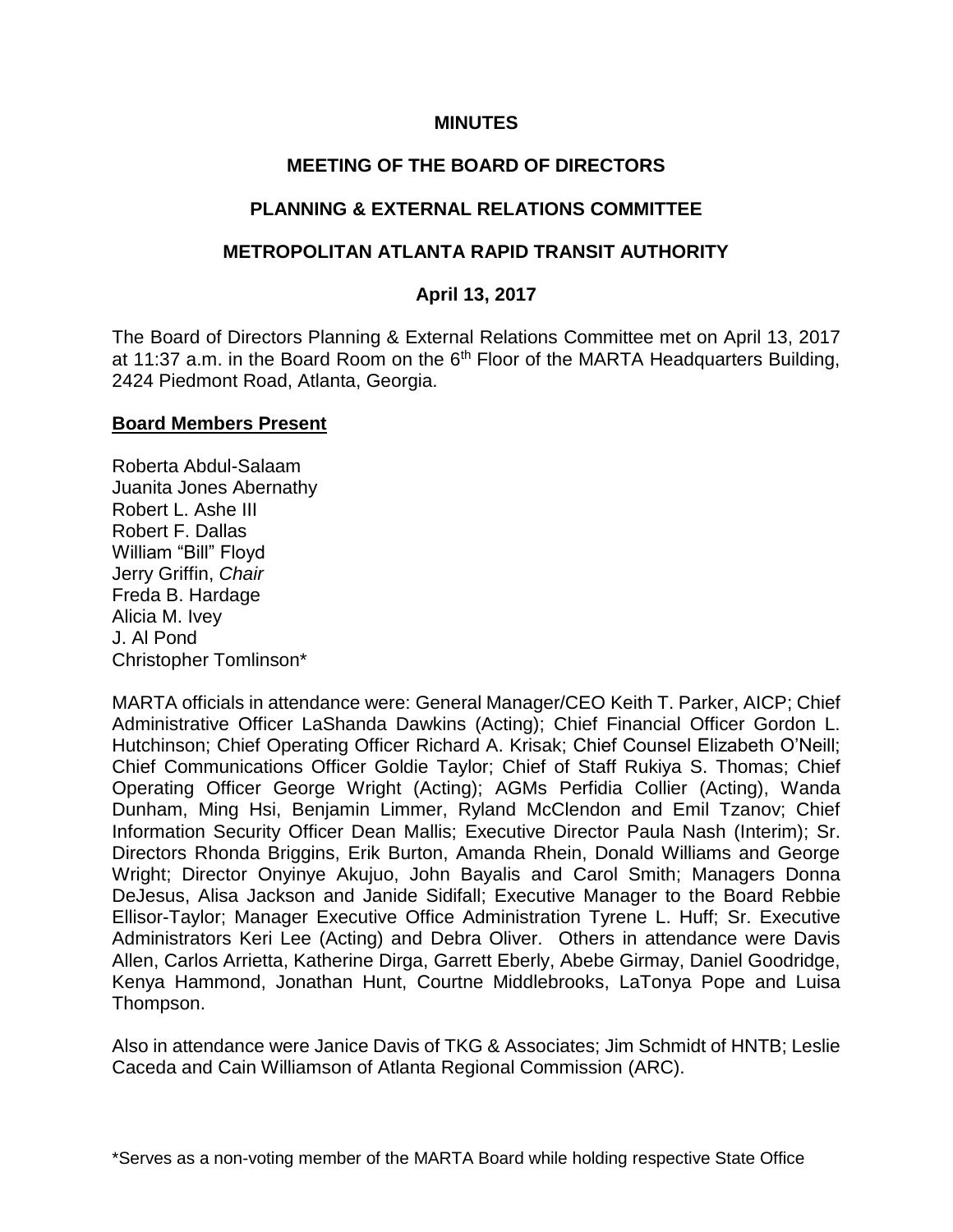**MINUTES**

**MEETING OF THE BOARD OF DIRECTORS**

**PLANNING & EXTERNAL RELATIONS COMMITTEE**

**METROPOLITAN ATLANTA RAPID TRANSIT AUTHORITY**

**April 13, 2017**

The Board of Directors Planning & External Relations Committee met on April 13, 2017 at 11:37 a.m. in the Board Room on the 6th Floor of the MARTA Headquarters Building, 2424 Piedmont Road, Atlanta, Georgia.

**Board Members Present**

Roberta Abdul-Salaam
Juanita Jones Abernathy
Robert L. Ashe III
Robert F. Dallas
William "Bill" Floyd
Jerry Griffin, *Chair*
Freda B. Hardage
Alicia M. Ivey
J. Al Pond
Christopher Tomlinson*

MARTA officials in attendance were: General Manager/CEO Keith T. Parker, AICP; Chief Administrative Officer LaShanda Dawkins (Acting); Chief Financial Officer Gordon L. Hutchinson; Chief Operating Officer Richard A. Krisak; Chief Counsel Elizabeth O'Neill; Chief Communications Officer Goldie Taylor; Chief of Staff Rukiya S. Thomas; Chief Operating Officer George Wright (Acting); AGMs Perfidia Collier (Acting), Wanda Dunham, Ming Hsi, Benjamin Limmer, Ryland McClendon and Emil Tzanov; Chief Information Security Officer Dean Mallis; Executive Director Paula Nash (Interim); Sr. Directors Rhonda Briggins, Erik Burton, Amanda Rhein, Donald Williams and George Wright; Director Onyinye Akujuo, John Bayalis and Carol Smith; Managers Donna DeJesus, Alisa Jackson and Janide Sidifall; Executive Manager to the Board Rebbie Ellisor-Taylor; Manager Executive Office Administration Tyrene L. Huff; Sr. Executive Administrators Keri Lee (Acting) and Debra Oliver. Others in attendance were Davis Allen, Carlos Arrietta, Katherine Dirga, Garrett Eberly, Abebe Girmay, Daniel Goodridge, Kenya Hammond, Jonathan Hunt, Courtne Middlebrooks, LaTonya Pope and Luisa Thompson.

Also in attendance were Janice Davis of TKG & Associates; Jim Schmidt of HNTB; Leslie Caceda and Cain Williamson of Atlanta Regional Commission (ARC).

*Serves as a non-voting member of the MARTA Board while holding respective State Office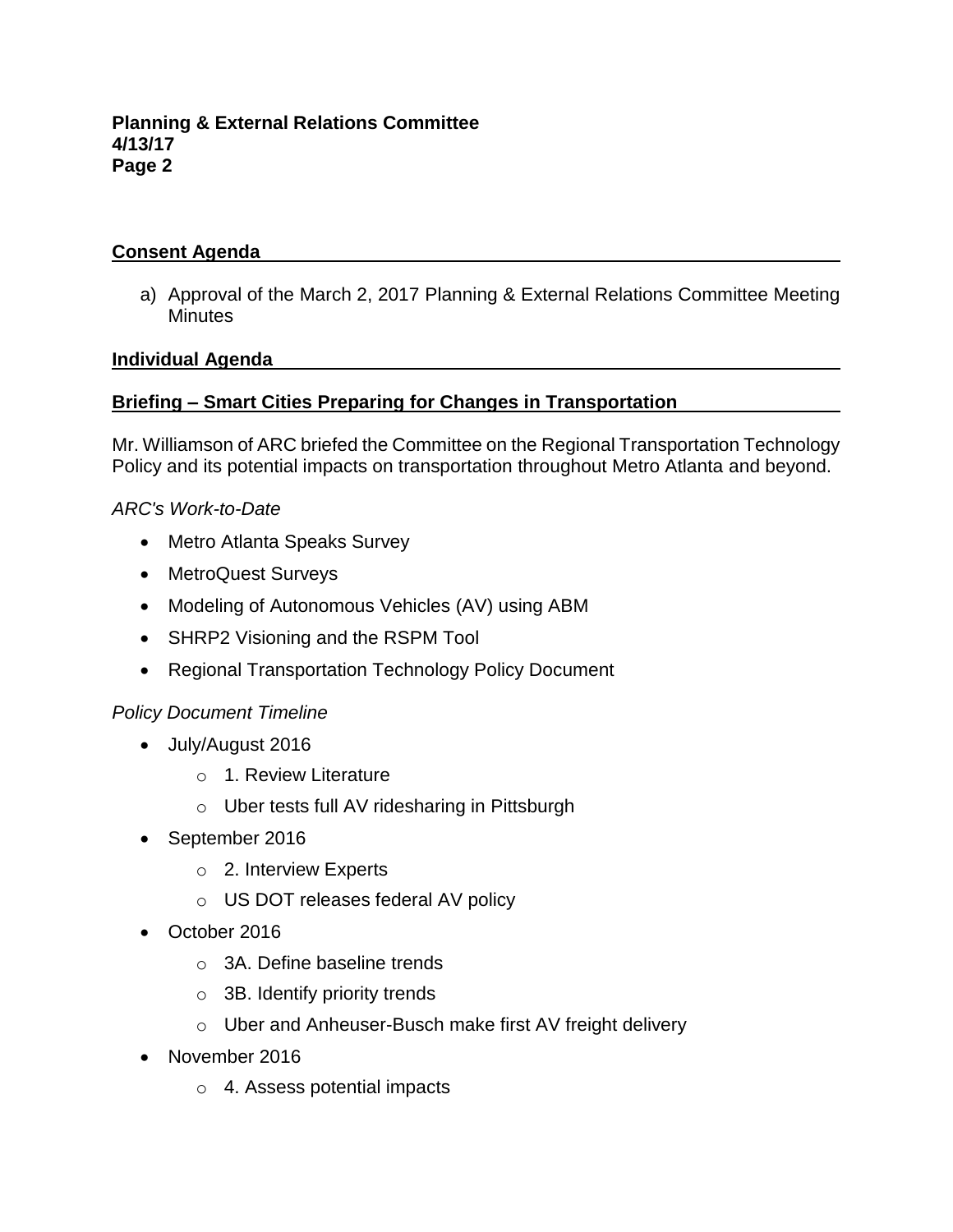## Consent Agenda

a) Approval of the March 2, 2017 Planning & External Relations Committee Meeting Minutes

## Individual Agenda

## Briefing – Smart Cities Preparing for Changes in Transportation

Mr. Williamson of ARC briefed the Committee on the Regional Transportation Technology Policy and its potential impacts on transportation throughout Metro Atlanta and beyond.

*ARC's Work-to-Date*

- Metro Atlanta Speaks Survey
- MetroQuest Surveys
- Modeling of Autonomous Vehicles (AV) using ABM
- SHRP2 Visioning and the RSPM Tool
- Regional Transportation Technology Policy Document

*Policy Document Timeline*

- July/August 2016
  - 1. Review Literature
  - Uber tests full AV ridesharing in Pittsburgh
- September 2016
  - 2. Interview Experts
  - US DOT releases federal AV policy
- October 2016
  - 3A. Define baseline trends
  - 3B. Identify priority trends
  - Uber and Anheuser-Busch make first AV freight delivery
- November 2016
  - 4. Assess potential impacts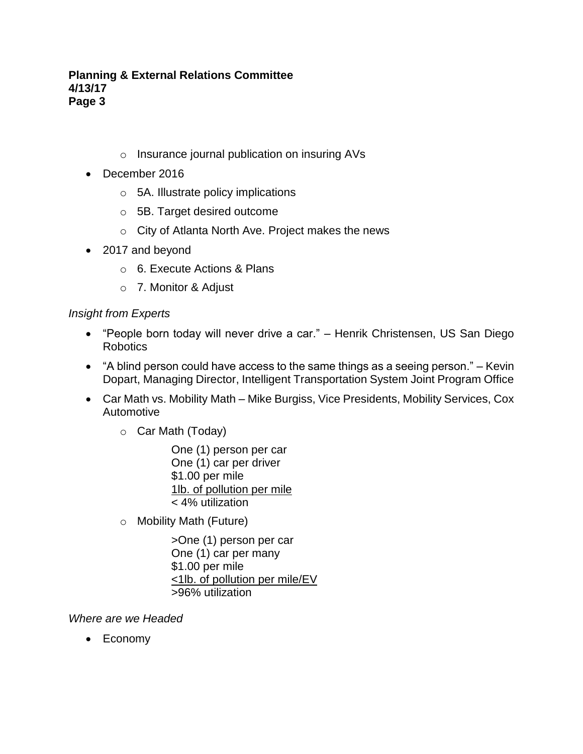- Insurance journal publication on insuring AVs
- December 2016
  - 5A. Illustrate policy implications
  - 5B. Target desired outcome
  - City of Atlanta North Ave. Project makes the news
- 2017 and beyond
  - 6. Execute Actions & Plans
  - 7. Monitor & Adjust

*Insight from Experts*

- "People born today will never drive a car." – Henrik Christensen, US San Diego Robotics
- "A blind person could have access to the same things as a seeing person." – Kevin Dopart, Managing Director, Intelligent Transportation System Joint Program Office
- Car Math vs. Mobility Math – Mike Burgiss, Vice Presidents, Mobility Services, Cox Automotive
  - Car Math (Today)

    One (1) person per car
    One (1) car per driver
    $1.00 per mile
    <u>1lb. of pollution per mile</u>
    < 4% utilization

  - Mobility Math (Future)

    >One (1) person per car
    One (1) car per many
    $1.00 per mile
    <u><1lb. of pollution per mile/EV</u>
    >96% utilization

*Where are we Headed*

- Economy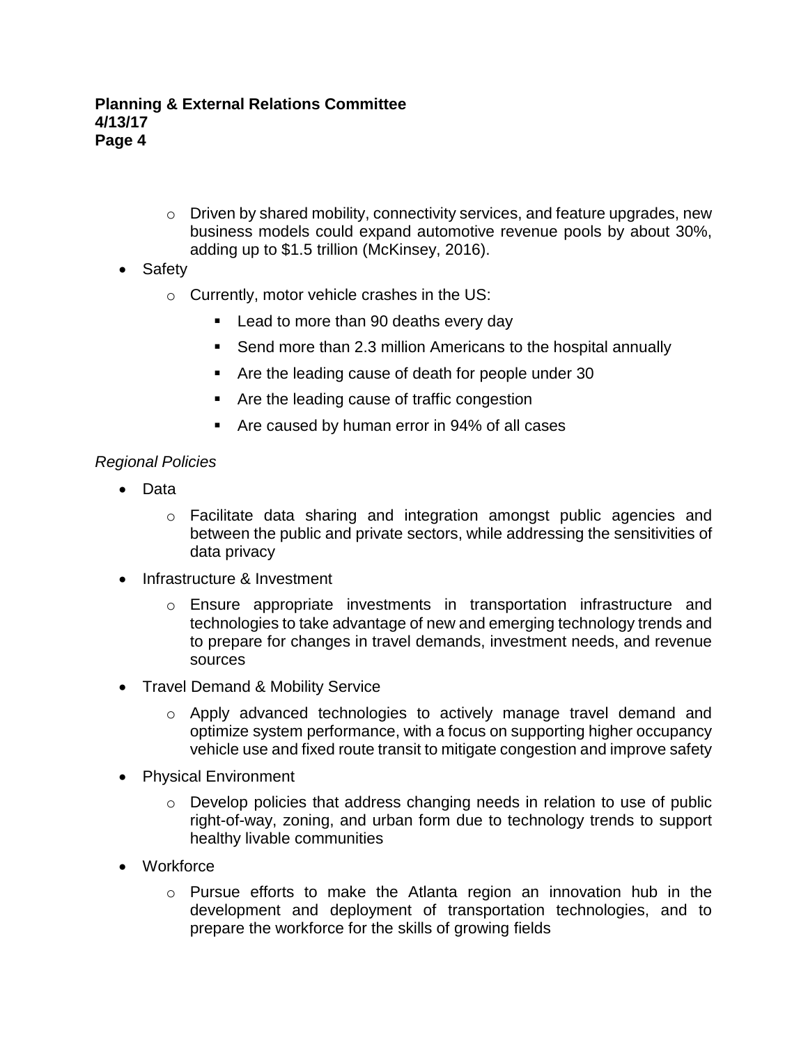- Driven by shared mobility, connectivity services, and feature upgrades, new business models could expand automotive revenue pools by about 30%, adding up to $1.5 trillion (McKinsey, 2016).
- Safety
    - Currently, motor vehicle crashes in the US:
        - Lead to more than 90 deaths every day
        - Send more than 2.3 million Americans to the hospital annually
        - Are the leading cause of death for people under 30
        - Are the leading cause of traffic congestion
        - Are caused by human error in 94% of all cases

*Regional Policies*

- Data
    - Facilitate data sharing and integration amongst public agencies and between the public and private sectors, while addressing the sensitivities of data privacy
- Infrastructure & Investment
    - Ensure appropriate investments in transportation infrastructure and technologies to take advantage of new and emerging technology trends and to prepare for changes in travel demands, investment needs, and revenue sources
- Travel Demand & Mobility Service
    - Apply advanced technologies to actively manage travel demand and optimize system performance, with a focus on supporting higher occupancy vehicle use and fixed route transit to mitigate congestion and improve safety
- Physical Environment
    - Develop policies that address changing needs in relation to use of public right-of-way, zoning, and urban form due to technology trends to support healthy livable communities
- Workforce
    - Pursue efforts to make the Atlanta region an innovation hub in the development and deployment of transportation technologies, and to prepare the workforce for the skills of growing fields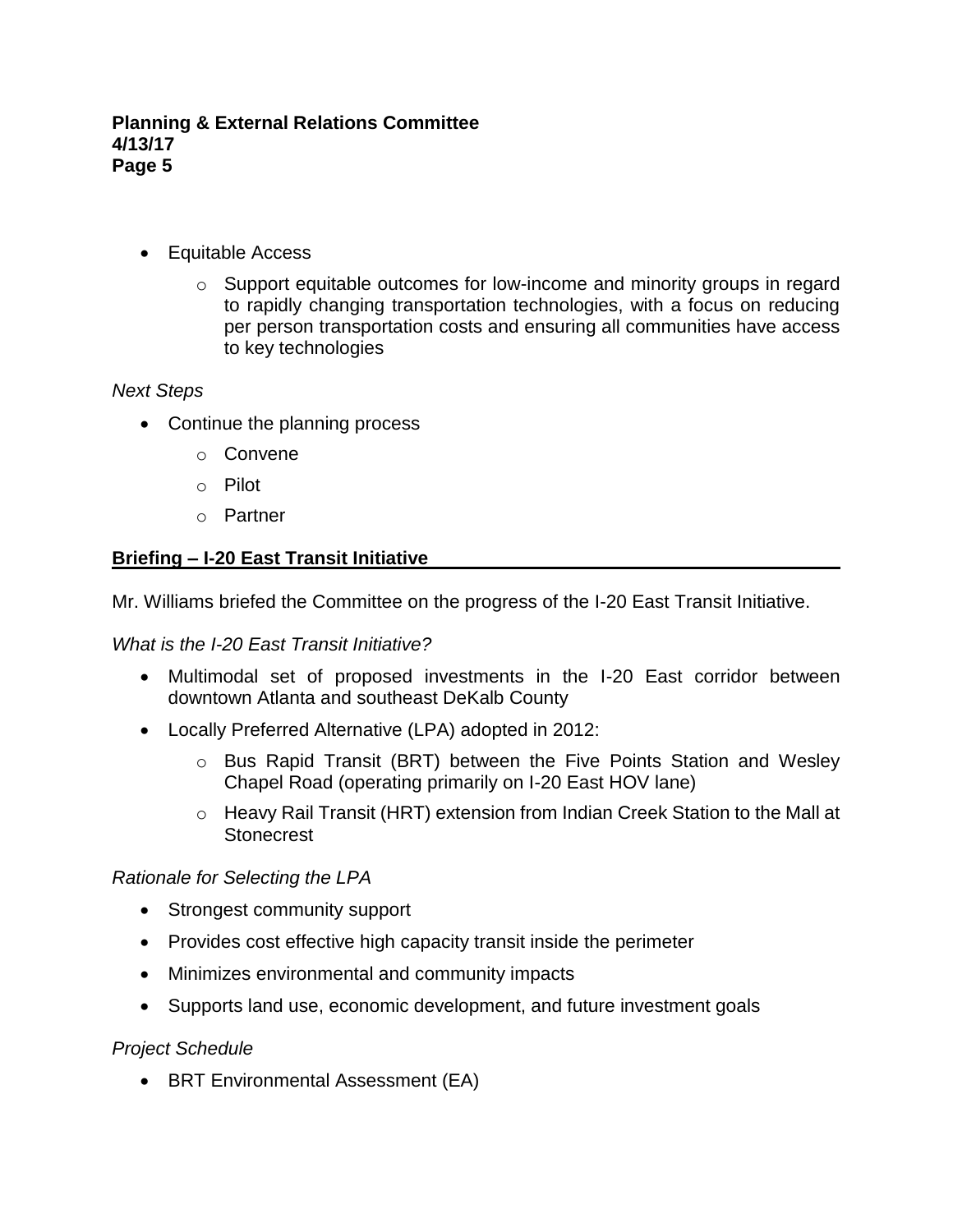- Equitable Access
  - Support equitable outcomes for low-income and minority groups in regard to rapidly changing transportation technologies, with a focus on reducing per person transportation costs and ensuring all communities have access to key technologies

*Next Steps*

- Continue the planning process
  - Convene
  - Pilot
  - Partner

**Briefing – I-20 East Transit Initiative**

Mr. Williams briefed the Committee on the progress of the I-20 East Transit Initiative.

*What is the I-20 East Transit Initiative?*

- Multimodal set of proposed investments in the I-20 East corridor between downtown Atlanta and southeast DeKalb County
- Locally Preferred Alternative (LPA) adopted in 2012:
  - Bus Rapid Transit (BRT) between the Five Points Station and Wesley Chapel Road (operating primarily on I-20 East HOV lane)
  - Heavy Rail Transit (HRT) extension from Indian Creek Station to the Mall at Stonecrest

*Rationale for Selecting the LPA*

- Strongest community support
- Provides cost effective high capacity transit inside the perimeter
- Minimizes environmental and community impacts
- Supports land use, economic development, and future investment goals

*Project Schedule*

- BRT Environmental Assessment (EA)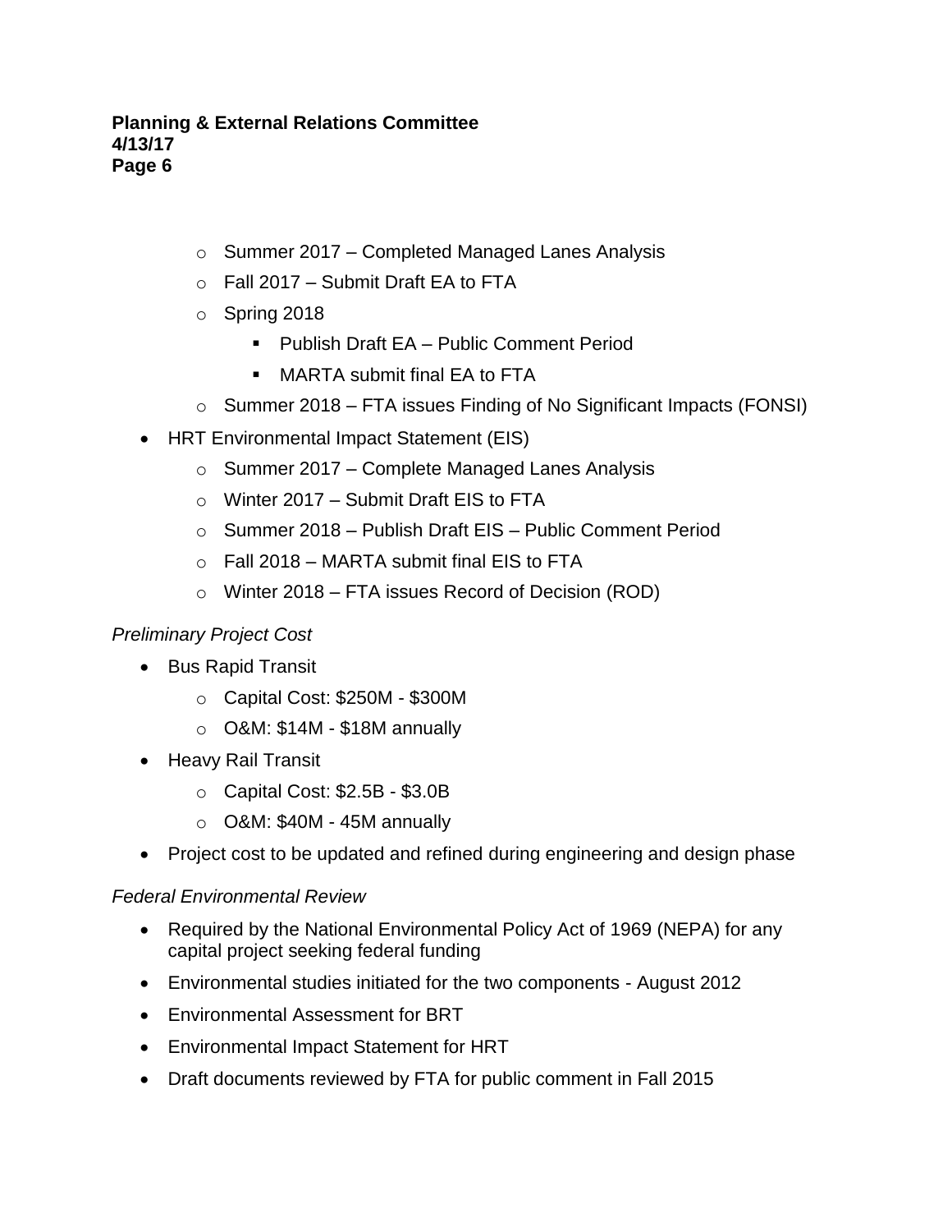- Summer 2017 – Completed Managed Lanes Analysis
  - Fall 2017 – Submit Draft EA to FTA
  - Spring 2018
    - Publish Draft EA – Public Comment Period
    - MARTA submit final EA to FTA
  - Summer 2018 – FTA issues Finding of No Significant Impacts (FONSI)
- HRT Environmental Impact Statement (EIS)
  - Summer 2017 – Complete Managed Lanes Analysis
  - Winter 2017 – Submit Draft EIS to FTA
  - Summer 2018 – Publish Draft EIS – Public Comment Period
  - Fall 2018 – MARTA submit final EIS to FTA
  - Winter 2018 – FTA issues Record of Decision (ROD)

*Preliminary Project Cost*

- Bus Rapid Transit
  - Capital Cost: $250M - $300M
  - O&M: $14M - $18M annually
- Heavy Rail Transit
  - Capital Cost: $2.5B - $3.0B
  - O&M: $40M - 45M annually
- Project cost to be updated and refined during engineering and design phase

*Federal Environmental Review*

- Required by the National Environmental Policy Act of 1969 (NEPA) for any capital project seeking federal funding
- Environmental studies initiated for the two components - August 2012
- Environmental Assessment for BRT
- Environmental Impact Statement for HRT
- Draft documents reviewed by FTA for public comment in Fall 2015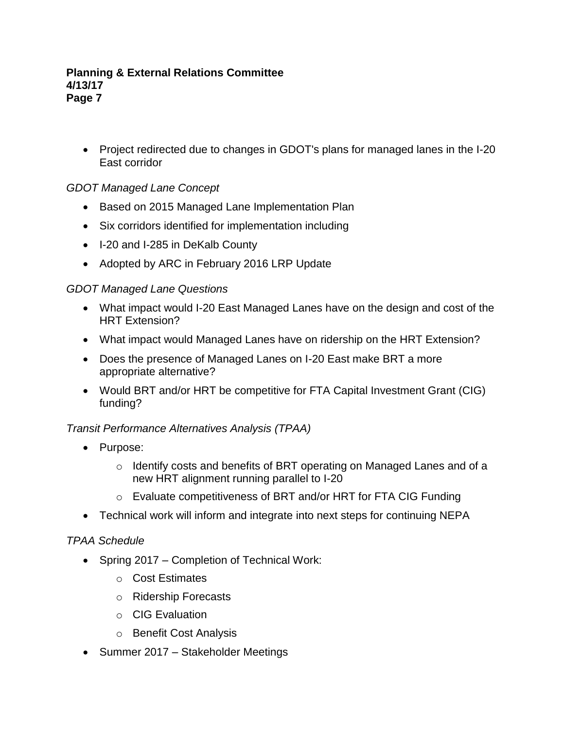- Project redirected due to changes in GDOT's plans for managed lanes in the I-20 East corridor

*GDOT Managed Lane Concept*

- Based on 2015 Managed Lane Implementation Plan
- Six corridors identified for implementation including
- I-20 and I-285 in DeKalb County
- Adopted by ARC in February 2016 LRP Update

*GDOT Managed Lane Questions*

- What impact would I-20 East Managed Lanes have on the design and cost of the HRT Extension?
- What impact would Managed Lanes have on ridership on the HRT Extension?
- Does the presence of Managed Lanes on I-20 East make BRT a more appropriate alternative?
- Would BRT and/or HRT be competitive for FTA Capital Investment Grant (CIG) funding?

*Transit Performance Alternatives Analysis (TPAA)*

- Purpose:
  - Identify costs and benefits of BRT operating on Managed Lanes and of a new HRT alignment running parallel to I-20
  - Evaluate competitiveness of BRT and/or HRT for FTA CIG Funding
- Technical work will inform and integrate into next steps for continuing NEPA

*TPAA Schedule*

- Spring 2017 – Completion of Technical Work:
  - Cost Estimates
  - Ridership Forecasts
  - CIG Evaluation
  - Benefit Cost Analysis
- Summer 2017 – Stakeholder Meetings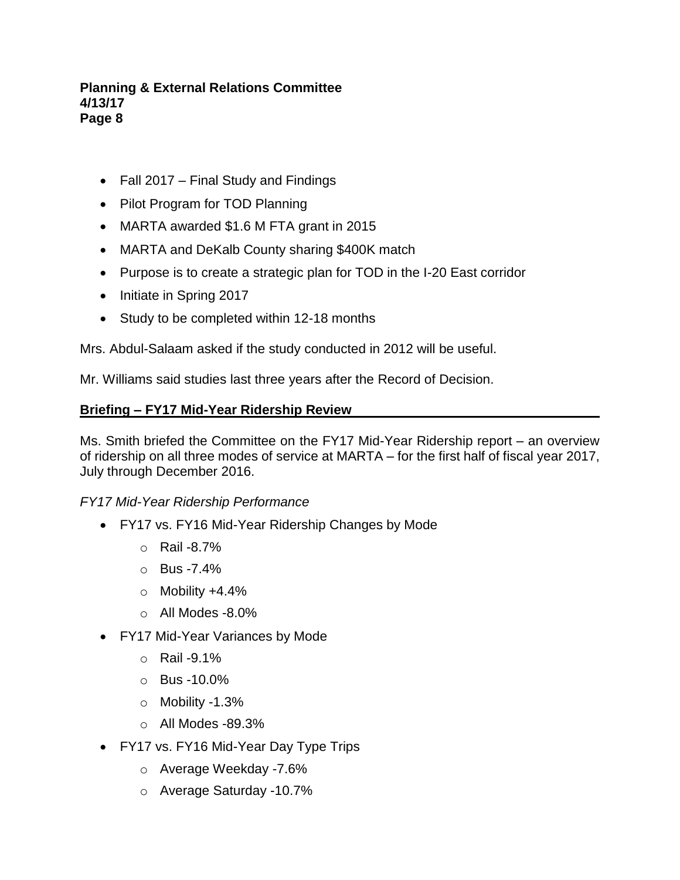- Fall 2017 – Final Study and Findings
- Pilot Program for TOD Planning
- MARTA awarded $1.6 M FTA grant in 2015
- MARTA and DeKalb County sharing $400K match
- Purpose is to create a strategic plan for TOD in the I-20 East corridor
- Initiate in Spring 2017
- Study to be completed within 12-18 months

Mrs. Abdul-Salaam asked if the study conducted in 2012 will be useful.

Mr. Williams said studies last three years after the Record of Decision.

**Briefing – FY17 Mid-Year Ridership Review**

Ms. Smith briefed the Committee on the FY17 Mid-Year Ridership report – an overview of ridership on all three modes of service at MARTA – for the first half of fiscal year 2017, July through December 2016.

*FY17 Mid-Year Ridership Performance*

- FY17 vs. FY16 Mid-Year Ridership Changes by Mode
  - Rail -8.7%
  - Bus -7.4%
  - Mobility +4.4%
  - All Modes -8.0%
- FY17 Mid-Year Variances by Mode
  - Rail -9.1%
  - Bus -10.0%
  - Mobility -1.3%
  - All Modes -89.3%
- FY17 vs. FY16 Mid-Year Day Type Trips
  - Average Weekday -7.6%
  - Average Saturday -10.7%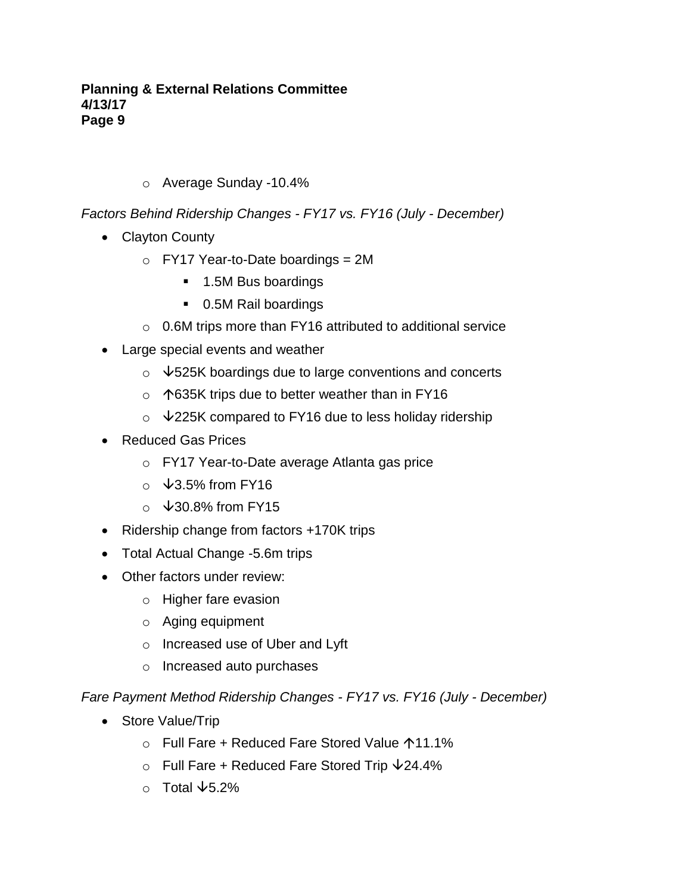- Average Sunday -10.4%

*Factors Behind Ridership Changes - FY17 vs. FY16 (July - December)*

- Clayton County
  - FY17 Year-to-Date boardings = 2M
    - 1.5M Bus boardings
    - 0.5M Rail boardings
  - 0.6M trips more than FY16 attributed to additional service
- Large special events and weather
  - ↓525K boardings due to large conventions and concerts
  - ↑635K trips due to better weather than in FY16
  - ↓225K compared to FY16 due to less holiday ridership
- Reduced Gas Prices
  - FY17 Year-to-Date average Atlanta gas price
  - ↓3.5% from FY16
  - ↓30.8% from FY15
- Ridership change from factors +170K trips
- Total Actual Change -5.6m trips
- Other factors under review:
  - Higher fare evasion
  - Aging equipment
  - Increased use of Uber and Lyft
  - Increased auto purchases

*Fare Payment Method Ridership Changes - FY17 vs. FY16 (July - December)*

- Store Value/Trip
  - Full Fare + Reduced Fare Stored Value ↑11.1%
  - Full Fare + Reduced Fare Stored Trip ↓24.4%
  - Total ↓5.2%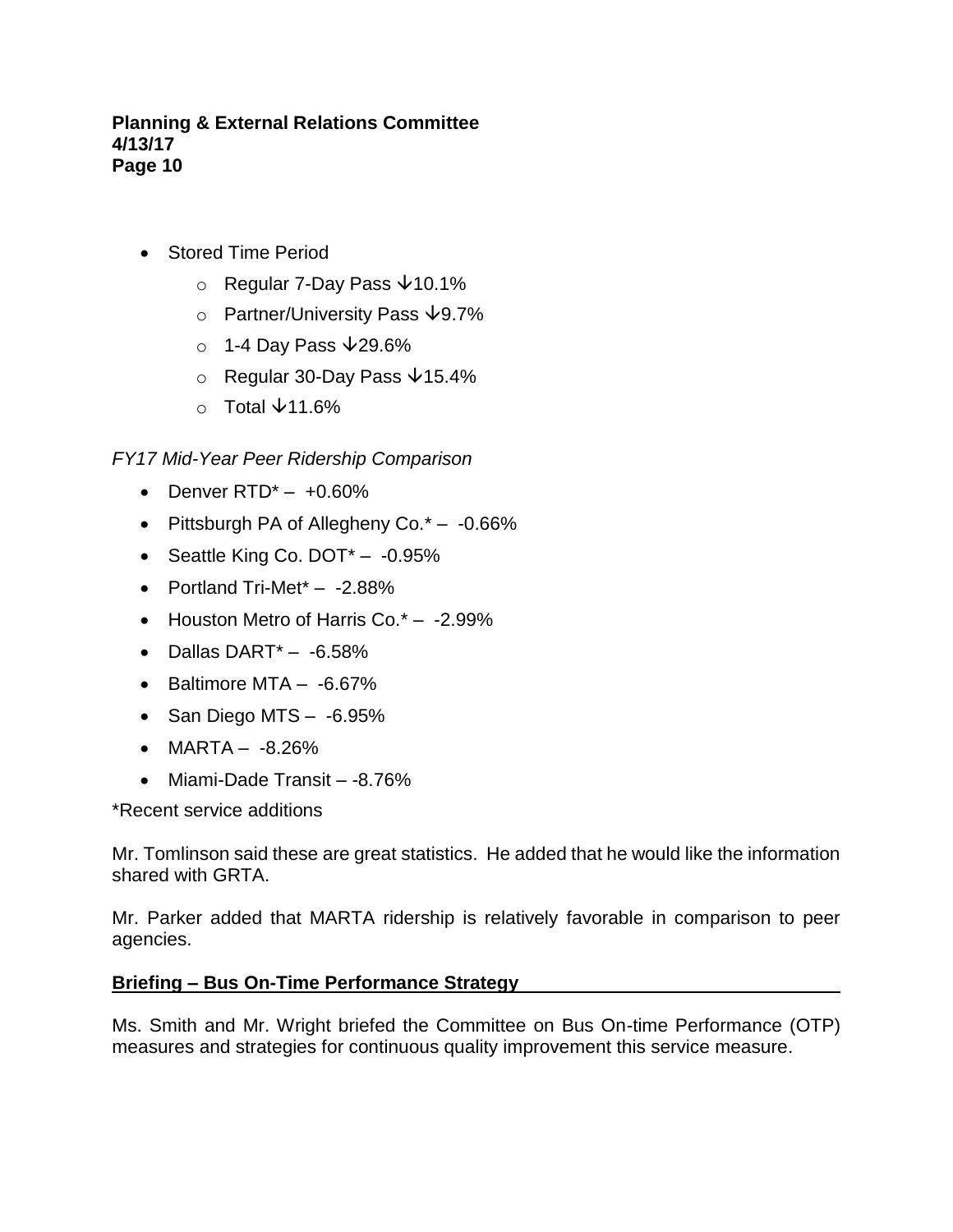- Stored Time Period
  - Regular 7-Day Pass ↓10.1%
  - Partner/University Pass ↓9.7%
  - 1-4 Day Pass ↓29.6%
  - Regular 30-Day Pass ↓15.4%
  - Total ↓11.6%

*FY17 Mid-Year Peer Ridership Comparison*

- Denver RTD* – +0.60%
- Pittsburgh PA of Allegheny Co.* – -0.66%
- Seattle King Co. DOT* – -0.95%
- Portland Tri-Met* – -2.88%
- Houston Metro of Harris Co.* – -2.99%
- Dallas DART* – -6.58%
- Baltimore MTA – -6.67%
- San Diego MTS – -6.95%
- MARTA – -8.26%
- Miami-Dade Transit – -8.76%

*Recent service additions

Mr. Tomlinson said these are great statistics. He added that he would like the information shared with GRTA.

Mr. Parker added that MARTA ridership is relatively favorable in comparison to peer agencies.

**Briefing – Bus On-Time Performance Strategy**

Ms. Smith and Mr. Wright briefed the Committee on Bus On-time Performance (OTP) measures and strategies for continuous quality improvement this service measure.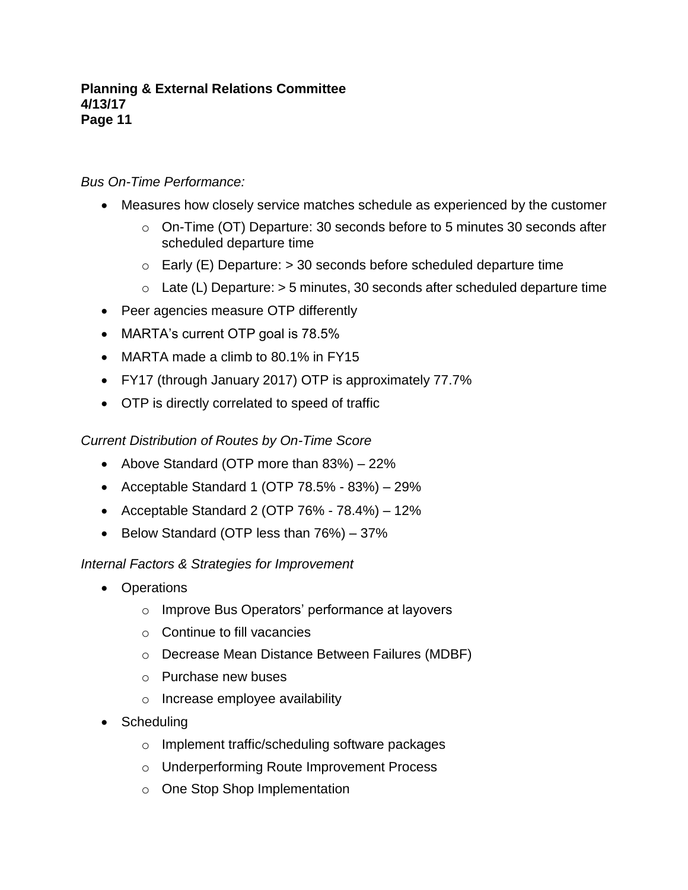*Bus On-Time Performance:*

- Measures how closely service matches schedule as experienced by the customer
    - On-Time (OT) Departure: 30 seconds before to 5 minutes 30 seconds after scheduled departure time
    - Early (E) Departure: > 30 seconds before scheduled departure time
    - Late (L) Departure: > 5 minutes, 30 seconds after scheduled departure time
- Peer agencies measure OTP differently
- MARTA's current OTP goal is 78.5%
- MARTA made a climb to 80.1% in FY15
- FY17 (through January 2017) OTP is approximately 77.7%
- OTP is directly correlated to speed of traffic

*Current Distribution of Routes by On-Time Score*

- Above Standard (OTP more than 83%) – 22%
- Acceptable Standard 1 (OTP 78.5% - 83%) – 29%
- Acceptable Standard 2 (OTP 76% - 78.4%) – 12%
- Below Standard (OTP less than 76%) – 37%

*Internal Factors & Strategies for Improvement*

- Operations
    - Improve Bus Operators' performance at layovers
    - Continue to fill vacancies
    - Decrease Mean Distance Between Failures (MDBF)
    - Purchase new buses
    - Increase employee availability
- Scheduling
    - Implement traffic/scheduling software packages
    - Underperforming Route Improvement Process
    - One Stop Shop Implementation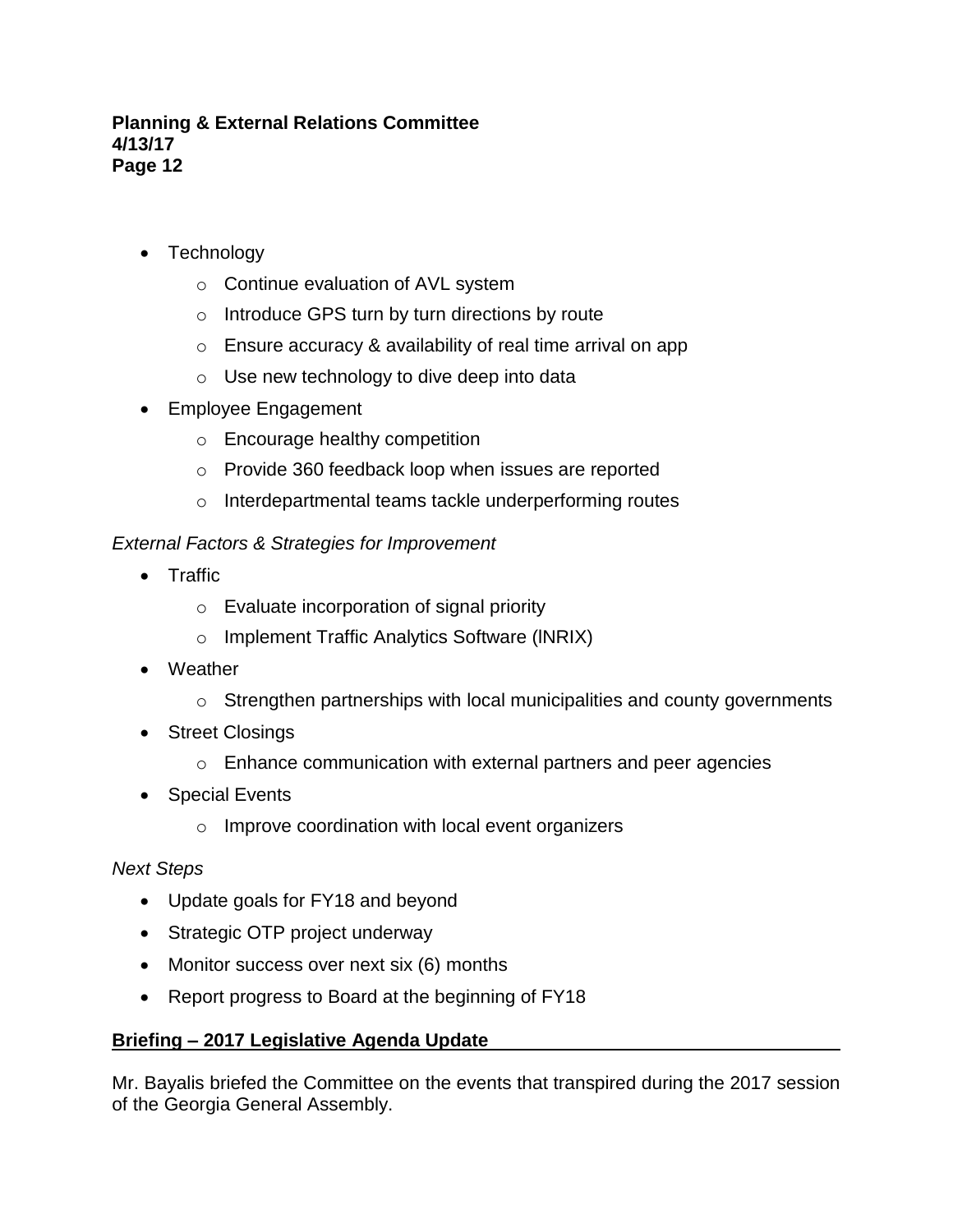- Technology
  - Continue evaluation of AVL system
  - Introduce GPS turn by turn directions by route
  - Ensure accuracy & availability of real time arrival on app
  - Use new technology to dive deep into data
- Employee Engagement
  - Encourage healthy competition
  - Provide 360 feedback loop when issues are reported
  - Interdepartmental teams tackle underperforming routes

*External Factors & Strategies for Improvement*

- Traffic
  - Evaluate incorporation of signal priority
  - Implement Traffic Analytics Software (INRIX)
- Weather
  - Strengthen partnerships with local municipalities and county governments
- Street Closings
  - Enhance communication with external partners and peer agencies
- Special Events
  - Improve coordination with local event organizers

*Next Steps*

- Update goals for FY18 and beyond
- Strategic OTP project underway
- Monitor success over next six (6) months
- Report progress to Board at the beginning of FY18

**Briefing – 2017 Legislative Agenda Update**

Mr. Bayalis briefed the Committee on the events that transpired during the 2017 session of the Georgia General Assembly.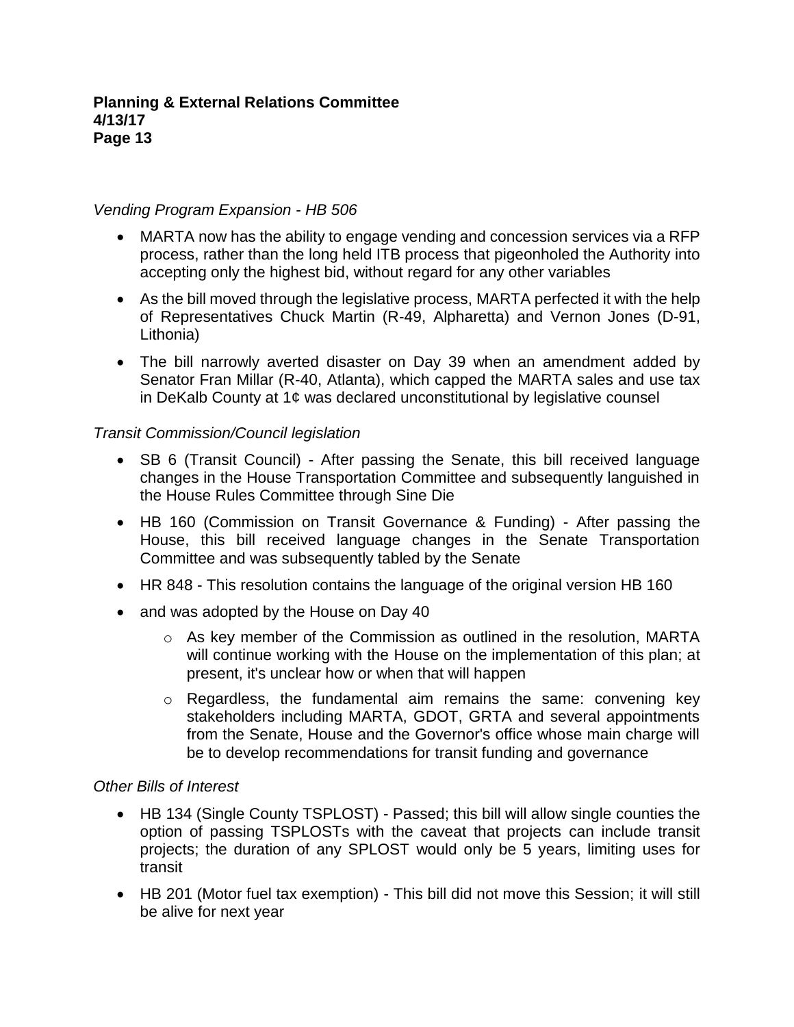*Vending Program Expansion - HB 506*

- MARTA now has the ability to engage vending and concession services via a RFP process, rather than the long held ITB process that pigeonholed the Authority into accepting only the highest bid, without regard for any other variables
- As the bill moved through the legislative process, MARTA perfected it with the help of Representatives Chuck Martin (R-49, Alpharetta) and Vernon Jones (D-91, Lithonia)
- The bill narrowly averted disaster on Day 39 when an amendment added by Senator Fran Millar (R-40, Atlanta), which capped the MARTA sales and use tax in DeKalb County at 1¢ was declared unconstitutional by legislative counsel

*Transit Commission/Council legislation*

- SB 6 (Transit Council) - After passing the Senate, this bill received language changes in the House Transportation Committee and subsequently languished in the House Rules Committee through Sine Die
- HB 160 (Commission on Transit Governance & Funding) - After passing the House, this bill received language changes in the Senate Transportation Committee and was subsequently tabled by the Senate
- HR 848 - This resolution contains the language of the original version HB 160
- and was adopted by the House on Day 40
  - As key member of the Commission as outlined in the resolution, MARTA will continue working with the House on the implementation of this plan; at present, it's unclear how or when that will happen
  - Regardless, the fundamental aim remains the same: convening key stakeholders including MARTA, GDOT, GRTA and several appointments from the Senate, House and the Governor's office whose main charge will be to develop recommendations for transit funding and governance

*Other Bills of Interest*

- HB 134 (Single County TSPLOST) - Passed; this bill will allow single counties the option of passing TSPLOSTs with the caveat that projects can include transit projects; the duration of any SPLOST would only be 5 years, limiting uses for transit
- HB 201 (Motor fuel tax exemption) - This bill did not move this Session; it will still be alive for next year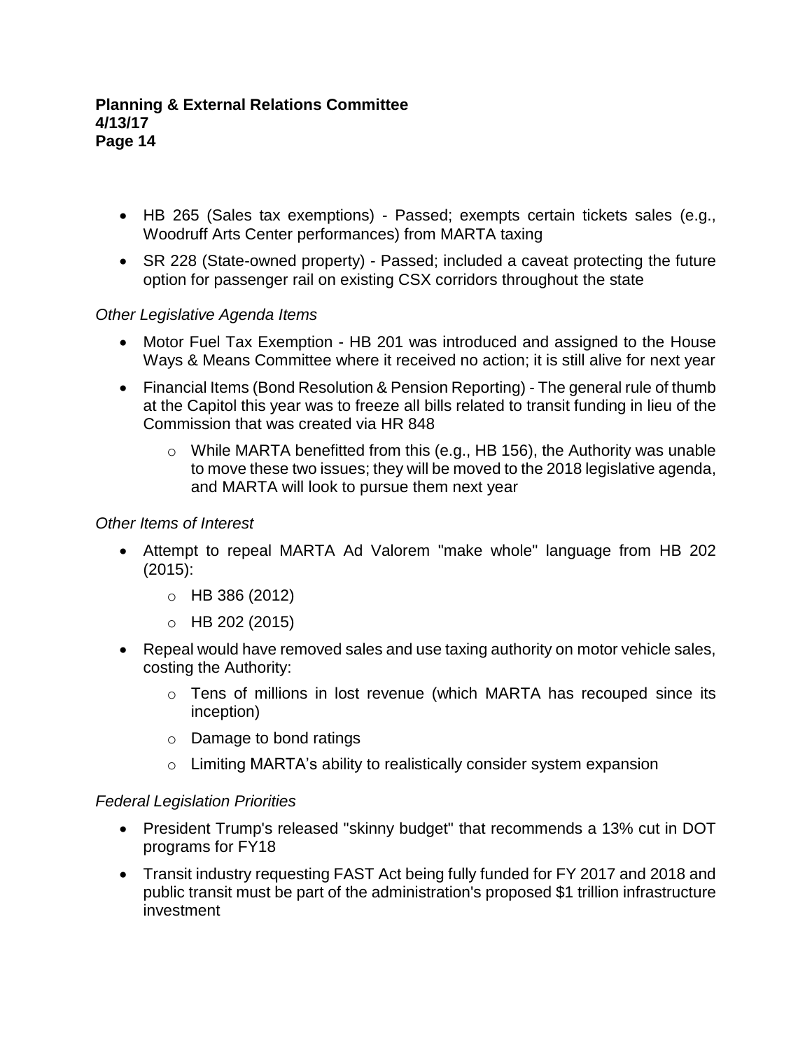- HB 265 (Sales tax exemptions) - Passed; exempts certain tickets sales (e.g., Woodruff Arts Center performances) from MARTA taxing
- SR 228 (State-owned property) - Passed; included a caveat protecting the future option for passenger rail on existing CSX corridors throughout the state

*Other Legislative Agenda Items*

- Motor Fuel Tax Exemption - HB 201 was introduced and assigned to the House Ways & Means Committee where it received no action; it is still alive for next year
- Financial Items (Bond Resolution & Pension Reporting) - The general rule of thumb at the Capitol this year was to freeze all bills related to transit funding in lieu of the Commission that was created via HR 848
  - While MARTA benefitted from this (e.g., HB 156), the Authority was unable to move these two issues; they will be moved to the 2018 legislative agenda, and MARTA will look to pursue them next year

*Other Items of Interest*

- Attempt to repeal MARTA Ad Valorem "make whole" language from HB 202 (2015):
  - HB 386 (2012)
  - HB 202 (2015)
- Repeal would have removed sales and use taxing authority on motor vehicle sales, costing the Authority:
  - Tens of millions in lost revenue (which MARTA has recouped since its inception)
  - Damage to bond ratings
  - Limiting MARTA's ability to realistically consider system expansion

*Federal Legislation Priorities*

- President Trump's released "skinny budget" that recommends a 13% cut in DOT programs for FY18
- Transit industry requesting FAST Act being fully funded for FY 2017 and 2018 and public transit must be part of the administration's proposed $1 trillion infrastructure investment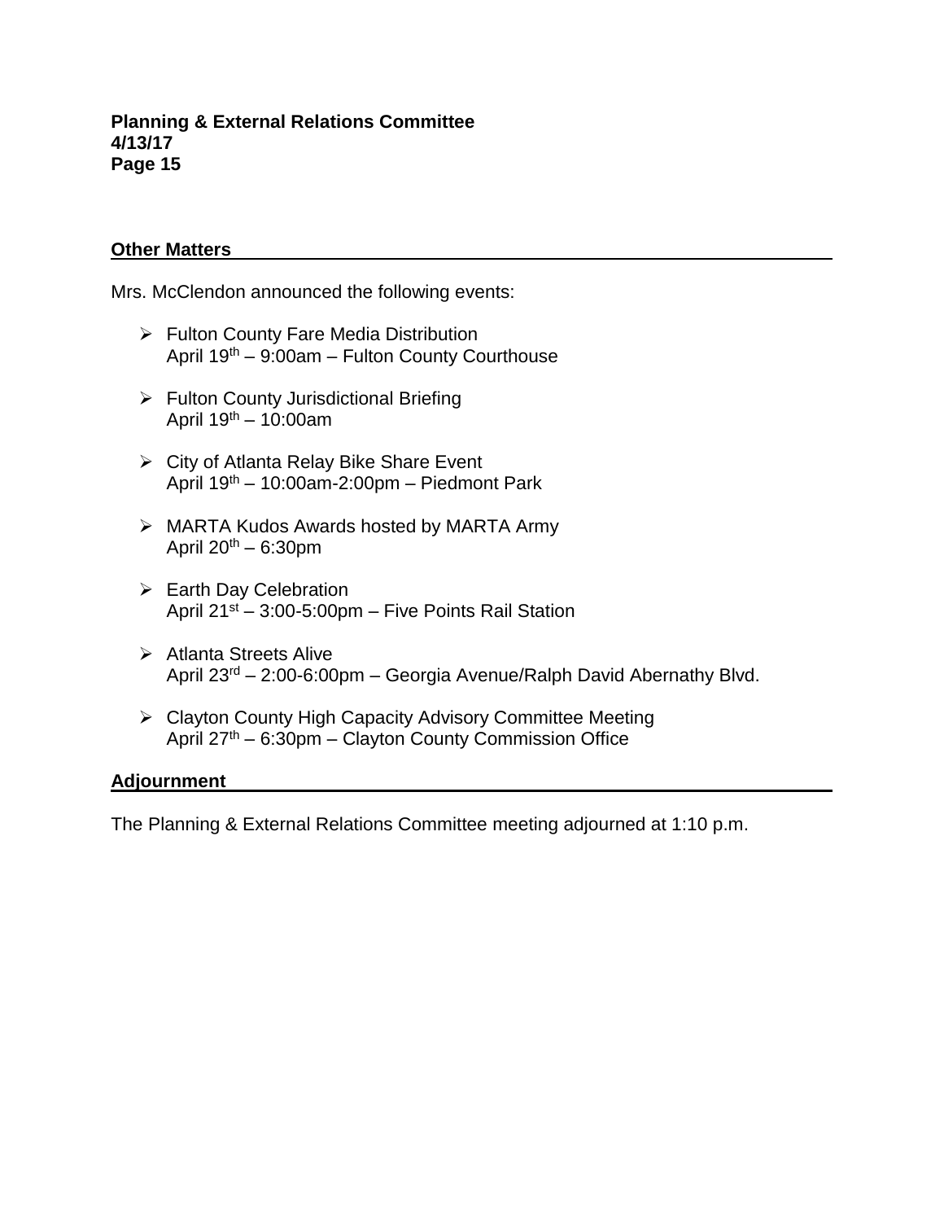## Other Matters

Mrs. McClendon announced the following events:

- Fulton County Fare Media Distribution
  April 19th – 9:00am – Fulton County Courthouse

- Fulton County Jurisdictional Briefing
  April 19th – 10:00am

- City of Atlanta Relay Bike Share Event
  April 19th – 10:00am-2:00pm – Piedmont Park

- MARTA Kudos Awards hosted by MARTA Army
  April 20th – 6:30pm

- Earth Day Celebration
  April 21st – 3:00-5:00pm – Five Points Rail Station

- Atlanta Streets Alive
  April 23rd – 2:00-6:00pm – Georgia Avenue/Ralph David Abernathy Blvd.

- Clayton County High Capacity Advisory Committee Meeting
  April 27th – 6:30pm – Clayton County Commission Office

## Adjournment

The Planning & External Relations Committee meeting adjourned at 1:10 p.m.